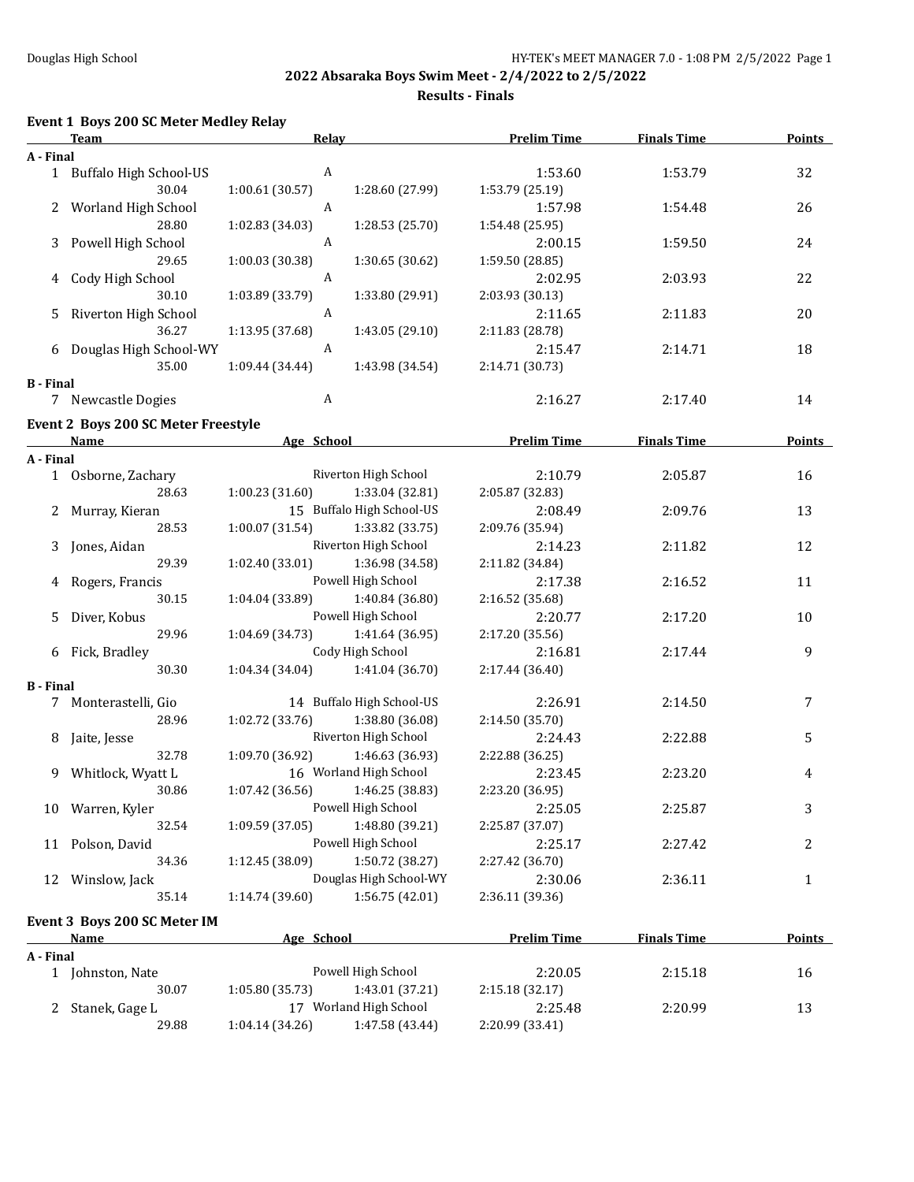## 2022 Absaraka Boys Swim Meet - 2/4/2022 to 2/5/2022

### Results - Finals

**Event 1 Boys 200 SC Meter Medley Relay**

| | Team | Relay | | Prelim Time | Finals Time | Points |
|---|---|---|---|---|---|---|
| **A - Final** | | | | | | |
| 1 | Buffalo High School-US | A | | 1:53.60 | 1:53.79 | 32 |
| | 30.04 | 1:00.61 (30.57) | 1:28.60 (27.99) | 1:53.79 (25.19) | | |
| 2 | Worland High School | A | | 1:57.98 | 1:54.48 | 26 |
| | 28.80 | 1:02.83 (34.03) | 1:28.53 (25.70) | 1:54.48 (25.95) | | |
| 3 | Powell High School | A | | 2:00.15 | 1:59.50 | 24 |
| | 29.65 | 1:00.03 (30.38) | 1:30.65 (30.62) | 1:59.50 (28.85) | | |
| 4 | Cody High School | A | | 2:02.95 | 2:03.93 | 22 |
| | 30.10 | 1:03.89 (33.79) | 1:33.80 (29.91) | 2:03.93 (30.13) | | |
| 5 | Riverton High School | A | | 2:11.65 | 2:11.83 | 20 |
| | 36.27 | 1:13.95 (37.68) | 1:43.05 (29.10) | 2:11.83 (28.78) | | |
| 6 | Douglas High School-WY | A | | 2:15.47 | 2:14.71 | 18 |
| | 35.00 | 1:09.44 (34.44) | 1:43.98 (34.54) | 2:14.71 (30.73) | | |
| **B - Final** | | | | | | |
| 7 | Newcastle Dogies | A | | 2:16.27 | 2:17.40 | 14 |

**Event 2 Boys 200 SC Meter Freestyle**

| | Name | Age | School | Prelim Time | Finals Time | Points |
|---|---|---|---|---|---|---|
| **A - Final** | | | | | | |
| 1 | Osborne, Zachary | | Riverton High School | 2:10.79 | 2:05.87 | 16 |
| | 28.63 | 1:00.23 (31.60) | 1:33.04 (32.81) | 2:05.87 (32.83) | | |
| 2 | Murray, Kieran | 15 | Buffalo High School-US | 2:08.49 | 2:09.76 | 13 |
| | 28.53 | 1:00.07 (31.54) | 1:33.82 (33.75) | 2:09.76 (35.94) | | |
| 3 | Jones, Aidan | | Riverton High School | 2:14.23 | 2:11.82 | 12 |
| | 29.39 | 1:02.40 (33.01) | 1:36.98 (34.58) | 2:11.82 (34.84) | | |
| 4 | Rogers, Francis | | Powell High School | 2:17.38 | 2:16.52 | 11 |
| | 30.15 | 1:04.04 (33.89) | 1:40.84 (36.80) | 2:16.52 (35.68) | | |
| 5 | Diver, Kobus | | Powell High School | 2:20.77 | 2:17.20 | 10 |
| | 29.96 | 1:04.69 (34.73) | 1:41.64 (36.95) | 2:17.20 (35.56) | | |
| 6 | Fick, Bradley | | Cody High School | 2:16.81 | 2:17.44 | 9 |
| | 30.30 | 1:04.34 (34.04) | 1:41.04 (36.70) | 2:17.44 (36.40) | | |
| **B - Final** | | | | | | |
| 7 | Monterastelli, Gio | 14 | Buffalo High School-US | 2:26.91 | 2:14.50 | 7 |
| | 28.96 | 1:02.72 (33.76) | 1:38.80 (36.08) | 2:14.50 (35.70) | | |
| 8 | Jaite, Jesse | | Riverton High School | 2:24.43 | 2:22.88 | 5 |
| | 32.78 | 1:09.70 (36.92) | 1:46.63 (36.93) | 2:22.88 (36.25) | | |
| 9 | Whitlock, Wyatt L | 16 | Worland High School | 2:23.45 | 2:23.20 | 4 |
| | 30.86 | 1:07.42 (36.56) | 1:46.25 (38.83) | 2:23.20 (36.95) | | |
| 10 | Warren, Kyler | | Powell High School | 2:25.05 | 2:25.87 | 3 |
| | 32.54 | 1:09.59 (37.05) | 1:48.80 (39.21) | 2:25.87 (37.07) | | |
| 11 | Polson, David | | Powell High School | 2:25.17 | 2:27.42 | 2 |
| | 34.36 | 1:12.45 (38.09) | 1:50.72 (38.27) | 2:27.42 (36.70) | | |
| 12 | Winslow, Jack | | Douglas High School-WY | 2:30.06 | 2:36.11 | 1 |
| | 35.14 | 1:14.74 (39.60) | 1:56.75 (42.01) | 2:36.11 (39.36) | | |

**Event 3 Boys 200 SC Meter IM**

| | Name | Age | School | Prelim Time | Finals Time | Points |
|---|---|---|---|---|---|---|
| **A - Final** | | | | | | |
| 1 | Johnston, Nate | | Powell High School | 2:20.05 | 2:15.18 | 16 |
| | 30.07 | 1:05.80 (35.73) | 1:43.01 (37.21) | 2:15.18 (32.17) | | |
| 2 | Stanek, Gage L | 17 | Worland High School | 2:25.48 | 2:20.99 | 13 |
| | 29.88 | 1:04.14 (34.26) | 1:47.58 (43.44) | 2:20.99 (33.41) | | |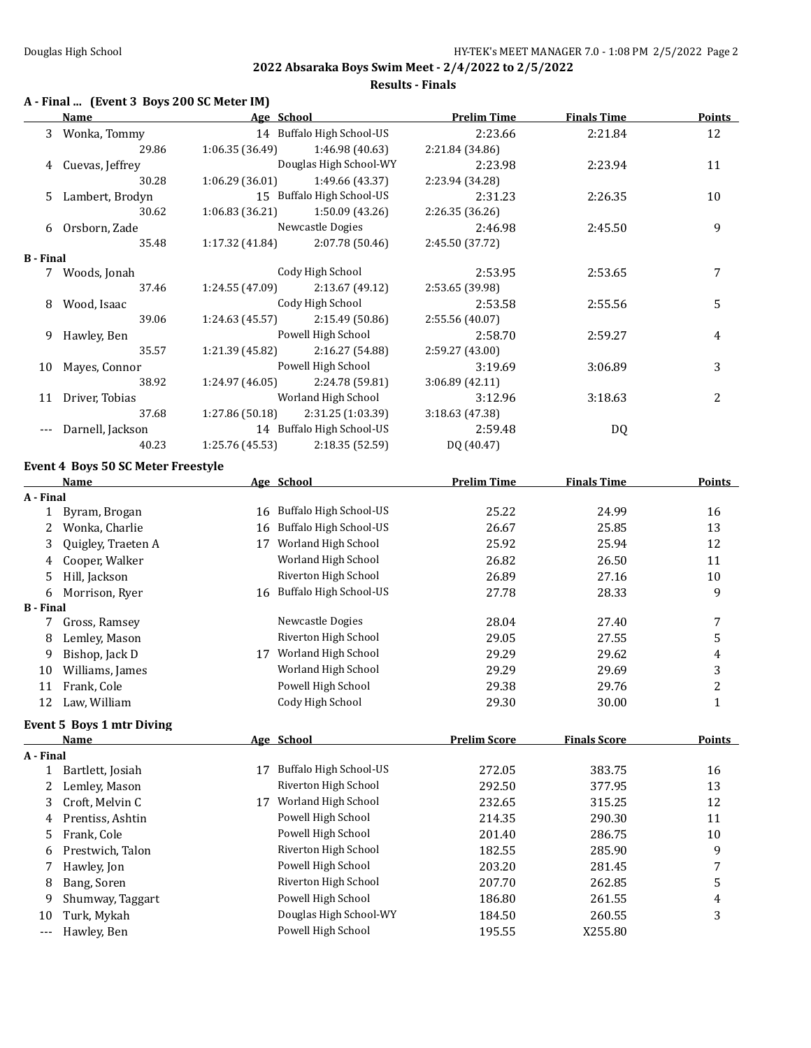## 2022 Absaraka Boys Swim Meet - 2/4/2022 to 2/5/2022

### Results - Finals

**A - Final ... (Event 3 Boys 200 SC Meter IM)**

| | Name | Age | School | Prelim Time | Finals Time | Points |
|---|---|---|---|---|---|---|
| 3 | Wonka, Tommy | 14 | Buffalo High School-US | 2:23.66 | 2:21.84 | 12 |
| | 29.86 | 1:06.35 (36.49) | 1:46.98 (40.63) | 2:21.84 (34.86) | | |
| 4 | Cuevas, Jeffrey | | Douglas High School-WY | 2:23.98 | 2:23.94 | 11 |
| | 30.28 | 1:06.29 (36.01) | 1:49.66 (43.37) | 2:23.94 (34.28) | | |
| 5 | Lambert, Brodyn | 15 | Buffalo High School-US | 2:31.23 | 2:26.35 | 10 |
| | 30.62 | 1:06.83 (36.21) | 1:50.09 (43.26) | 2:26.35 (36.26) | | |
| 6 | Orsborn, Zade | | Newcastle Dogies | 2:46.98 | 2:45.50 | 9 |
| | 35.48 | 1:17.32 (41.84) | 2:07.78 (50.46) | 2:45.50 (37.72) | | |
| **B - Final** | | | | | | |
| 7 | Woods, Jonah | | Cody High School | 2:53.95 | 2:53.65 | 7 |
| | 37.46 | 1:24.55 (47.09) | 2:13.67 (49.12) | 2:53.65 (39.98) | | |
| 8 | Wood, Isaac | | Cody High School | 2:53.58 | 2:55.56 | 5 |
| | 39.06 | 1:24.63 (45.57) | 2:15.49 (50.86) | 2:55.56 (40.07) | | |
| 9 | Hawley, Ben | | Powell High School | 2:58.70 | 2:59.27 | 4 |
| | 35.57 | 1:21.39 (45.82) | 2:16.27 (54.88) | 2:59.27 (43.00) | | |
| 10 | Mayes, Connor | | Powell High School | 3:19.69 | 3:06.89 | 3 |
| | 38.92 | 1:24.97 (46.05) | 2:24.78 (59.81) | 3:06.89 (42.11) | | |
| 11 | Driver, Tobias | | Worland High School | 3:12.96 | 3:18.63 | 2 |
| | 37.68 | 1:27.86 (50.18) | 2:31.25 (1:03.39) | 3:18.63 (47.38) | | |
| --- | Darnell, Jackson | 14 | Buffalo High School-US | 2:59.48 | DQ | |
| | 40.23 | 1:25.76 (45.53) | 2:18.35 (52.59) | DQ (40.47) | | |

**Event 4 Boys 50 SC Meter Freestyle**

| | Name | Age | School | Prelim Time | Finals Time | Points |
|---|---|---|---|---|---|---|
| **A - Final** | | | | | | |
| 1 | Byram, Brogan | 16 | Buffalo High School-US | 25.22 | 24.99 | 16 |
| 2 | Wonka, Charlie | 16 | Buffalo High School-US | 26.67 | 25.85 | 13 |
| 3 | Quigley, Traeten A | 17 | Worland High School | 25.92 | 25.94 | 12 |
| 4 | Cooper, Walker | | Worland High School | 26.82 | 26.50 | 11 |
| 5 | Hill, Jackson | | Riverton High School | 26.89 | 27.16 | 10 |
| 6 | Morrison, Ryer | 16 | Buffalo High School-US | 27.78 | 28.33 | 9 |
| **B - Final** | | | | | | |
| 7 | Gross, Ramsey | | Newcastle Dogies | 28.04 | 27.40 | 7 |
| 8 | Lemley, Mason | | Riverton High School | 29.05 | 27.55 | 5 |
| 9 | Bishop, Jack D | 17 | Worland High School | 29.29 | 29.62 | 4 |
| 10 | Williams, James | | Worland High School | 29.29 | 29.69 | 3 |
| 11 | Frank, Cole | | Powell High School | 29.38 | 29.76 | 2 |
| 12 | Law, William | | Cody High School | 29.30 | 30.00 | 1 |

**Event 5 Boys 1 mtr Diving**

| | Name | Age | School | Prelim Score | Finals Score | Points |
|---|---|---|---|---|---|---|
| **A - Final** | | | | | | |
| 1 | Bartlett, Josiah | 17 | Buffalo High School-US | 272.05 | 383.75 | 16 |
| 2 | Lemley, Mason | | Riverton High School | 292.50 | 377.95 | 13 |
| 3 | Croft, Melvin C | 17 | Worland High School | 232.65 | 315.25 | 12 |
| 4 | Prentiss, Ashtin | | Powell High School | 214.35 | 290.30 | 11 |
| 5 | Frank, Cole | | Powell High School | 201.40 | 286.75 | 10 |
| 6 | Prestwich, Talon | | Riverton High School | 182.55 | 285.90 | 9 |
| 7 | Hawley, Jon | | Powell High School | 203.20 | 281.45 | 7 |
| 8 | Bang, Soren | | Riverton High School | 207.70 | 262.85 | 5 |
| 9 | Shumway, Taggart | | Powell High School | 186.80 | 261.55 | 4 |
| 10 | Turk, Mykah | | Douglas High School-WY | 184.50 | 260.55 | 3 |
| --- | Hawley, Ben | | Powell High School | 195.55 | X255.80 | |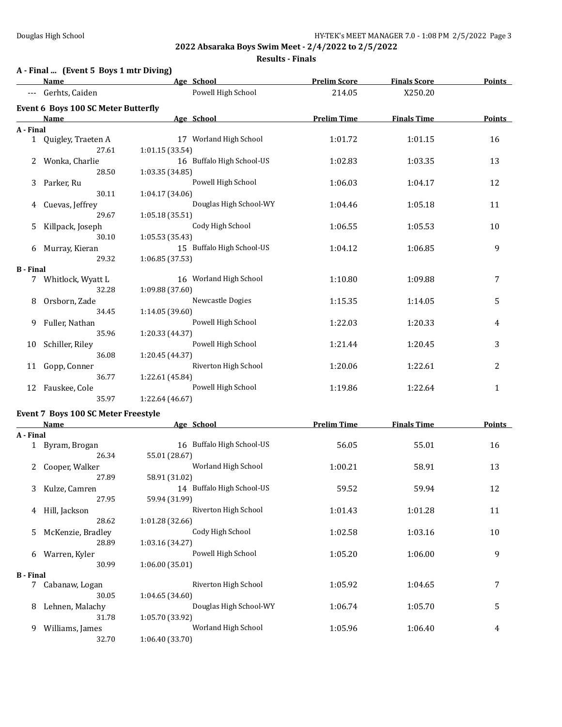## 2022 Absaraka Boys Swim Meet - 2/4/2022 to 2/5/2022

### Results - Finals

### A - Final ... (Event 5 Boys 1 mtr Diving)

| | Name | Age | School | Prelim Score | Finals Score | Points |
|---|---|---|---|---|---|---|
| --- | Gerhts, Caiden | | Powell High School | 214.05 | X250.20 | |

### Event 6 Boys 100 SC Meter Butterfly

| | Name | Age | School | Prelim Time | Finals Time | Points |
|---|---|---|---|---|---|---|
| **A - Final** | | | | | | |
| 1 | Quigley, Traeten A | 17 | Worland High School | 1:01.72 | 1:01.15 | 16 |
| | 27.61 | 1:01.15 (33.54) | | | | |
| 2 | Wonka, Charlie | 16 | Buffalo High School-US | 1:02.83 | 1:03.35 | 13 |
| | 28.50 | 1:03.35 (34.85) | | | | |
| 3 | Parker, Ru | | Powell High School | 1:06.03 | 1:04.17 | 12 |
| | 30.11 | 1:04.17 (34.06) | | | | |
| 4 | Cuevas, Jeffrey | | Douglas High School-WY | 1:04.46 | 1:05.18 | 11 |
| | 29.67 | 1:05.18 (35.51) | | | | |
| 5 | Killpack, Joseph | | Cody High School | 1:06.55 | 1:05.53 | 10 |
| | 30.10 | 1:05.53 (35.43) | | | | |
| 6 | Murray, Kieran | 15 | Buffalo High School-US | 1:04.12 | 1:06.85 | 9 |
| | 29.32 | 1:06.85 (37.53) | | | | |
| **B - Final** | | | | | | |
| 7 | Whitlock, Wyatt L | 16 | Worland High School | 1:10.80 | 1:09.88 | 7 |
| | 32.28 | 1:09.88 (37.60) | | | | |
| 8 | Orsborn, Zade | | Newcastle Dogies | 1:15.35 | 1:14.05 | 5 |
| | 34.45 | 1:14.05 (39.60) | | | | |
| 9 | Fuller, Nathan | | Powell High School | 1:22.03 | 1:20.33 | 4 |
| | 35.96 | 1:20.33 (44.37) | | | | |
| 10 | Schiller, Riley | | Powell High School | 1:21.44 | 1:20.45 | 3 |
| | 36.08 | 1:20.45 (44.37) | | | | |
| 11 | Gopp, Conner | | Riverton High School | 1:20.06 | 1:22.61 | 2 |
| | 36.77 | 1:22.61 (45.84) | | | | |
| 12 | Fauskee, Cole | | Powell High School | 1:19.86 | 1:22.64 | 1 |
| | 35.97 | 1:22.64 (46.67) | | | | |

### Event 7 Boys 100 SC Meter Freestyle

| | Name | Age | School | Prelim Time | Finals Time | Points |
|---|---|---|---|---|---|---|
| **A - Final** | | | | | | |
| 1 | Byram, Brogan | 16 | Buffalo High School-US | 56.05 | 55.01 | 16 |
| | 26.34 | 55.01 (28.67) | | | | |
| 2 | Cooper, Walker | | Worland High School | 1:00.21 | 58.91 | 13 |
| | 27.89 | 58.91 (31.02) | | | | |
| 3 | Kulze, Camren | 14 | Buffalo High School-US | 59.52 | 59.94 | 12 |
| | 27.95 | 59.94 (31.99) | | | | |
| 4 | Hill, Jackson | | Riverton High School | 1:01.43 | 1:01.28 | 11 |
| | 28.62 | 1:01.28 (32.66) | | | | |
| 5 | McKenzie, Bradley | | Cody High School | 1:02.58 | 1:03.16 | 10 |
| | 28.89 | 1:03.16 (34.27) | | | | |
| 6 | Warren, Kyler | | Powell High School | 1:05.20 | 1:06.00 | 9 |
| | 30.99 | 1:06.00 (35.01) | | | | |
| **B - Final** | | | | | | |
| 7 | Cabanaw, Logan | | Riverton High School | 1:05.92 | 1:04.65 | 7 |
| | 30.05 | 1:04.65 (34.60) | | | | |
| 8 | Lehnen, Malachy | | Douglas High School-WY | 1:06.74 | 1:05.70 | 5 |
| | 31.78 | 1:05.70 (33.92) | | | | |
| 9 | Williams, James | | Worland High School | 1:05.96 | 1:06.40 | 4 |
| | 32.70 | 1:06.40 (33.70) | | | | |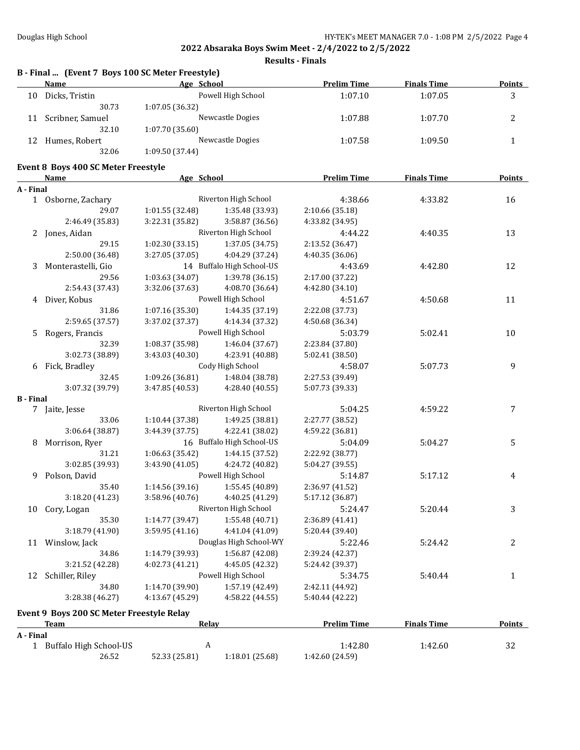## 2022 Absaraka Boys Swim Meet - 2/4/2022 to 2/5/2022

**Results - Finals**

### B - Final ... (Event 7 Boys 100 SC Meter Freestyle)

| | Name | Age | School | Prelim Time | Finals Time | Points |
|---|---|---|---|---|---|---|
| 10 | Dicks, Tristin | | Powell High School | 1:07.10 | 1:07.05 | 3 |
| | 30.73 | 1:07.05 (36.32) | | | | |
| 11 | Scribner, Samuel | | Newcastle Dogies | 1:07.88 | 1:07.70 | 2 |
| | 32.10 | 1:07.70 (35.60) | | | | |
| 12 | Humes, Robert | | Newcastle Dogies | 1:07.58 | 1:09.50 | 1 |
| | 32.06 | 1:09.50 (37.44) | | | | |

### Event 8 Boys 400 SC Meter Freestyle

| | Name | Age | School | Prelim Time | Finals Time | Points |
|---|---|---|---|---|---|---|
| **A - Final** | | | | | | |
| 1 | Osborne, Zachary | | Riverton High School | 4:38.66 | 4:33.82 | 16 |
| | 29.07 | 1:01.55 (32.48) | 1:35.48 (33.93) | 2:10.66 (35.18) | | |
| | 2:46.49 (35.83) | 3:22.31 (35.82) | 3:58.87 (36.56) | 4:33.82 (34.95) | | |
| 2 | Jones, Aidan | | Riverton High School | 4:44.22 | 4:40.35 | 13 |
| | 29.15 | 1:02.30 (33.15) | 1:37.05 (34.75) | 2:13.52 (36.47) | | |
| | 2:50.00 (36.48) | 3:27.05 (37.05) | 4:04.29 (37.24) | 4:40.35 (36.06) | | |
| 3 | Monterastelli, Gio | 14 | Buffalo High School-US | 4:43.69 | 4:42.80 | 12 |
| | 29.56 | 1:03.63 (34.07) | 1:39.78 (36.15) | 2:17.00 (37.22) | | |
| | 2:54.43 (37.43) | 3:32.06 (37.63) | 4:08.70 (36.64) | 4:42.80 (34.10) | | |
| 4 | Diver, Kobus | | Powell High School | 4:51.67 | 4:50.68 | 11 |
| | 31.86 | 1:07.16 (35.30) | 1:44.35 (37.19) | 2:22.08 (37.73) | | |
| | 2:59.65 (37.57) | 3:37.02 (37.37) | 4:14.34 (37.32) | 4:50.68 (36.34) | | |
| 5 | Rogers, Francis | | Powell High School | 5:03.79 | 5:02.41 | 10 |
| | 32.39 | 1:08.37 (35.98) | 1:46.04 (37.67) | 2:23.84 (37.80) | | |
| | 3:02.73 (38.89) | 3:43.03 (40.30) | 4:23.91 (40.88) | 5:02.41 (38.50) | | |
| 6 | Fick, Bradley | | Cody High School | 4:58.07 | 5:07.73 | 9 |
| | 32.45 | 1:09.26 (36.81) | 1:48.04 (38.78) | 2:27.53 (39.49) | | |
| | 3:07.32 (39.79) | 3:47.85 (40.53) | 4:28.40 (40.55) | 5:07.73 (39.33) | | |
| **B - Final** | | | | | | |
| 7 | Jaite, Jesse | | Riverton High School | 5:04.25 | 4:59.22 | 7 |
| | 33.06 | 1:10.44 (37.38) | 1:49.25 (38.81) | 2:27.77 (38.52) | | |
| | 3:06.64 (38.87) | 3:44.39 (37.75) | 4:22.41 (38.02) | 4:59.22 (36.81) | | |
| 8 | Morrison, Ryer | 16 | Buffalo High School-US | 5:04.09 | 5:04.27 | 5 |
| | 31.21 | 1:06.63 (35.42) | 1:44.15 (37.52) | 2:22.92 (38.77) | | |
| | 3:02.85 (39.93) | 3:43.90 (41.05) | 4:24.72 (40.82) | 5:04.27 (39.55) | | |
| 9 | Polson, David | | Powell High School | 5:14.87 | 5:17.12 | 4 |
| | 35.40 | 1:14.56 (39.16) | 1:55.45 (40.89) | 2:36.97 (41.52) | | |
| | 3:18.20 (41.23) | 3:58.96 (40.76) | 4:40.25 (41.29) | 5:17.12 (36.87) | | |
| 10 | Cory, Logan | | Riverton High School | 5:24.47 | 5:20.44 | 3 |
| | 35.30 | 1:14.77 (39.47) | 1:55.48 (40.71) | 2:36.89 (41.41) | | |
| | 3:18.79 (41.90) | 3:59.95 (41.16) | 4:41.04 (41.09) | 5:20.44 (39.40) | | |
| 11 | Winslow, Jack | | Douglas High School-WY | 5:22.46 | 5:24.42 | 2 |
| | 34.86 | 1:14.79 (39.93) | 1:56.87 (42.08) | 2:39.24 (42.37) | | |
| | 3:21.52 (42.28) | 4:02.73 (41.21) | 4:45.05 (42.32) | 5:24.42 (39.37) | | |
| 12 | Schiller, Riley | | Powell High School | 5:34.75 | 5:40.44 | 1 |
| | 34.80 | 1:14.70 (39.90) | 1:57.19 (42.49) | 2:42.11 (44.92) | | |
| | 3:28.38 (46.27) | 4:13.67 (45.29) | 4:58.22 (44.55) | 5:40.44 (42.22) | | |

### Event 9 Boys 200 SC Meter Freestyle Relay

| | Team | | Relay | Prelim Time | Finals Time | Points |
|---|---|---|---|---|---|---|
| **A - Final** | | | | | | |
| 1 | Buffalo High School-US | | A | 1:42.80 | 1:42.60 | 32 |
| | 26.52 | 52.33 (25.81) | 1:18.01 (25.68) | 1:42.60 (24.59) | | |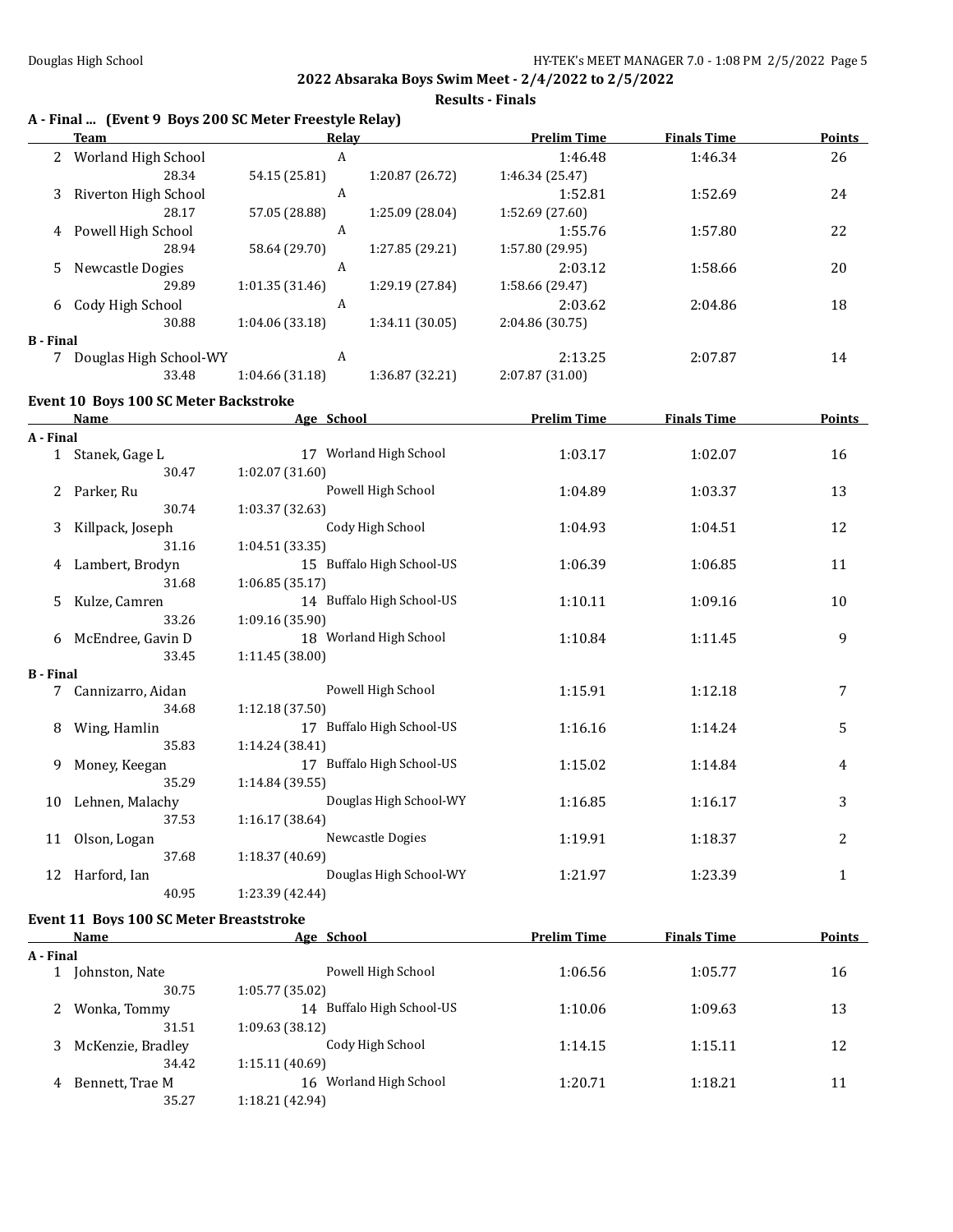**2022 Absaraka Boys Swim Meet - 2/4/2022 to 2/5/2022**

**Results - Finals**

### A - Final ... (Event 9 Boys 200 SC Meter Freestyle Relay)

| | Team | Relay | Prelim Time | Finals Time | Points |
|---|---|---|---|---|---|
| 2 | Worland High School | A | 1:46.48 | 1:46.34 | 26 |
| | 28.34 &nbsp; 54.15 (25.81) &nbsp; 1:20.87 (26.72) &nbsp; 1:46.34 (25.47) | | | | |
| 3 | Riverton High School | A | 1:52.81 | 1:52.69 | 24 |
| | 28.17 &nbsp; 57.05 (28.88) &nbsp; 1:25.09 (28.04) &nbsp; 1:52.69 (27.60) | | | | |
| 4 | Powell High School | A | 1:55.76 | 1:57.80 | 22 |
| | 28.94 &nbsp; 58.64 (29.70) &nbsp; 1:27.85 (29.21) &nbsp; 1:57.80 (29.95) | | | | |
| 5 | Newcastle Dogies | A | 2:03.12 | 1:58.66 | 20 |
| | 29.89 &nbsp; 1:01.35 (31.46) &nbsp; 1:29.19 (27.84) &nbsp; 1:58.66 (29.47) | | | | |
| 6 | Cody High School | A | 2:03.62 | 2:04.86 | 18 |
| | 30.88 &nbsp; 1:04.06 (33.18) &nbsp; 1:34.11 (30.05) &nbsp; 2:04.86 (30.75) | | | | |
| **B - Final** | | | | | |
| 7 | Douglas High School-WY | A | 2:13.25 | 2:07.87 | 14 |
| | 33.48 &nbsp; 1:04.66 (31.18) &nbsp; 1:36.87 (32.21) &nbsp; 2:07.87 (31.00) | | | | |

### Event 10 Boys 100 SC Meter Backstroke

| | Name | Age | School | Prelim Time | Finals Time | Points |
|---|---|---|---|---|---|---|
| **A - Final** | | | | | | |
| 1 | Stanek, Gage L | 17 | Worland High School | 1:03.17 | 1:02.07 | 16 |
| | 30.47 &nbsp; 1:02.07 (31.60) | | | | | |
| 2 | Parker, Ru | | Powell High School | 1:04.89 | 1:03.37 | 13 |
| | 30.74 &nbsp; 1:03.37 (32.63) | | | | | |
| 3 | Killpack, Joseph | | Cody High School | 1:04.93 | 1:04.51 | 12 |
| | 31.16 &nbsp; 1:04.51 (33.35) | | | | | |
| 4 | Lambert, Brodyn | 15 | Buffalo High School-US | 1:06.39 | 1:06.85 | 11 |
| | 31.68 &nbsp; 1:06.85 (35.17) | | | | | |
| 5 | Kulze, Camren | 14 | Buffalo High School-US | 1:10.11 | 1:09.16 | 10 |
| | 33.26 &nbsp; 1:09.16 (35.90) | | | | | |
| 6 | McEndree, Gavin D | 18 | Worland High School | 1:10.84 | 1:11.45 | 9 |
| | 33.45 &nbsp; 1:11.45 (38.00) | | | | | |
| **B - Final** | | | | | | |
| 7 | Cannizarro, Aidan | | Powell High School | 1:15.91 | 1:12.18 | 7 |
| | 34.68 &nbsp; 1:12.18 (37.50) | | | | | |
| 8 | Wing, Hamlin | 17 | Buffalo High School-US | 1:16.16 | 1:14.24 | 5 |
| | 35.83 &nbsp; 1:14.24 (38.41) | | | | | |
| 9 | Money, Keegan | 17 | Buffalo High School-US | 1:15.02 | 1:14.84 | 4 |
| | 35.29 &nbsp; 1:14.84 (39.55) | | | | | |
| 10 | Lehnen, Malachy | | Douglas High School-WY | 1:16.85 | 1:16.17 | 3 |
| | 37.53 &nbsp; 1:16.17 (38.64) | | | | | |
| 11 | Olson, Logan | | Newcastle Dogies | 1:19.91 | 1:18.37 | 2 |
| | 37.68 &nbsp; 1:18.37 (40.69) | | | | | |
| 12 | Harford, Ian | | Douglas High School-WY | 1:21.97 | 1:23.39 | 1 |
| | 40.95 &nbsp; 1:23.39 (42.44) | | | | | |

### Event 11 Boys 100 SC Meter Breaststroke

| | Name | Age | School | Prelim Time | Finals Time | Points |
|---|---|---|---|---|---|---|
| **A - Final** | | | | | | |
| 1 | Johnston, Nate | | Powell High School | 1:06.56 | 1:05.77 | 16 |
| | 30.75 &nbsp; 1:05.77 (35.02) | | | | | |
| 2 | Wonka, Tommy | 14 | Buffalo High School-US | 1:10.06 | 1:09.63 | 13 |
| | 31.51 &nbsp; 1:09.63 (38.12) | | | | | |
| 3 | McKenzie, Bradley | | Cody High School | 1:14.15 | 1:15.11 | 12 |
| | 34.42 &nbsp; 1:15.11 (40.69) | | | | | |
| 4 | Bennett, Trae M | 16 | Worland High School | 1:20.71 | 1:18.21 | 11 |
| | 35.27 &nbsp; 1:18.21 (42.94) | | | | | |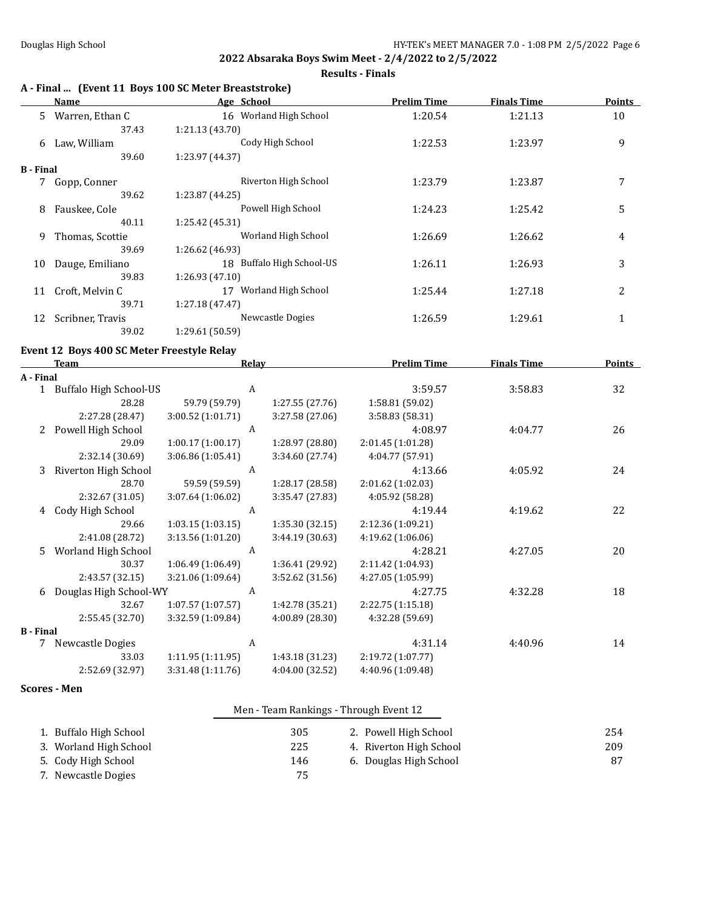## 2022 Absaraka Boys Swim Meet - 2/4/2022 to 2/5/2022

### Results - Finals

### A - Final ... (Event 11 Boys 100 SC Meter Breaststroke)

| | Name | Age | School | Prelim Time | Finals Time | Points |
|---|---|---|---|---|---|---|
| 5 | Warren, Ethan C | 16 | Worland High School | 1:20.54 | 1:21.13 | 10 |
| | 37.43 | 1:21.13 (43.70) | | | | |
| 6 | Law, William | | Cody High School | 1:22.53 | 1:23.97 | 9 |
| | 39.60 | 1:23.97 (44.37) | | | | |
| **B - Final** | | | | | | |
| 7 | Gopp, Conner | | Riverton High School | 1:23.79 | 1:23.87 | 7 |
| | 39.62 | 1:23.87 (44.25) | | | | |
| 8 | Fauskee, Cole | | Powell High School | 1:24.23 | 1:25.42 | 5 |
| | 40.11 | 1:25.42 (45.31) | | | | |
| 9 | Thomas, Scottie | | Worland High School | 1:26.69 | 1:26.62 | 4 |
| | 39.69 | 1:26.62 (46.93) | | | | |
| 10 | Dauge, Emiliano | 18 | Buffalo High School-US | 1:26.11 | 1:26.93 | 3 |
| | 39.83 | 1:26.93 (47.10) | | | | |
| 11 | Croft, Melvin C | 17 | Worland High School | 1:25.44 | 1:27.18 | 2 |
| | 39.71 | 1:27.18 (47.47) | | | | |
| 12 | Scribner, Travis | | Newcastle Dogies | 1:26.59 | 1:29.61 | 1 |
| | 39.02 | 1:29.61 (50.59) | | | | |

### Event 12 Boys 400 SC Meter Freestyle Relay

| | Team | | Relay | Prelim Time | Finals Time | Points |
|---|---|---|---|---|---|---|
| **A - Final** | | | | | | |
| 1 | Buffalo High School-US | | A | 3:59.57 | 3:58.83 | 32 |
| | 28.28 | 59.79 (59.79) | 1:27.55 (27.76) | 1:58.81 (59.02) | | |
| | 2:27.28 (28.47) | 3:00.52 (1:01.71) | 3:27.58 (27.06) | 3:58.83 (58.31) | | |
| 2 | Powell High School | | A | 4:08.97 | 4:04.77 | 26 |
| | 29.09 | 1:00.17 (1:00.17) | 1:28.97 (28.80) | 2:01.45 (1:01.28) | | |
| | 2:32.14 (30.69) | 3:06.86 (1:05.41) | 3:34.60 (27.74) | 4:04.77 (57.91) | | |
| 3 | Riverton High School | | A | 4:13.66 | 4:05.92 | 24 |
| | 28.70 | 59.59 (59.59) | 1:28.17 (28.58) | 2:01.62 (1:02.03) | | |
| | 2:32.67 (31.05) | 3:07.64 (1:06.02) | 3:35.47 (27.83) | 4:05.92 (58.28) | | |
| 4 | Cody High School | | A | 4:19.44 | 4:19.62 | 22 |
| | 29.66 | 1:03.15 (1:03.15) | 1:35.30 (32.15) | 2:12.36 (1:09.21) | | |
| | 2:41.08 (28.72) | 3:13.56 (1:01.20) | 3:44.19 (30.63) | 4:19.62 (1:06.06) | | |
| 5 | Worland High School | | A | 4:28.21 | 4:27.05 | 20 |
| | 30.37 | 1:06.49 (1:06.49) | 1:36.41 (29.92) | 2:11.42 (1:04.93) | | |
| | 2:43.57 (32.15) | 3:21.06 (1:09.64) | 3:52.62 (31.56) | 4:27.05 (1:05.99) | | |
| 6 | Douglas High School-WY | | A | 4:27.75 | 4:32.28 | 18 |
| | 32.67 | 1:07.57 (1:07.57) | 1:42.78 (35.21) | 2:22.75 (1:15.18) | | |
| | 2:55.45 (32.70) | 3:32.59 (1:09.84) | 4:00.89 (28.30) | 4:32.28 (59.69) | | |
| **B - Final** | | | | | | |
| 7 | Newcastle Dogies | | A | 4:31.14 | 4:40.96 | 14 |
| | 33.03 | 1:11.95 (1:11.95) | 1:43.18 (31.23) | 2:19.72 (1:07.77) | | |
| | 2:52.69 (32.97) | 3:31.48 (1:11.76) | 4:04.00 (32.52) | 4:40.96 (1:09.48) | | |

### Scores - Men

Men - Team Rankings - Through Event 12

| | | | |
|---|---|---|---|
| 1. Buffalo High School | 305 | 2. Powell High School | 254 |
| 3. Worland High School | 225 | 4. Riverton High School | 209 |
| 5. Cody High School | 146 | 6. Douglas High School | 87 |
| 7. Newcastle Dogies | 75 | | |